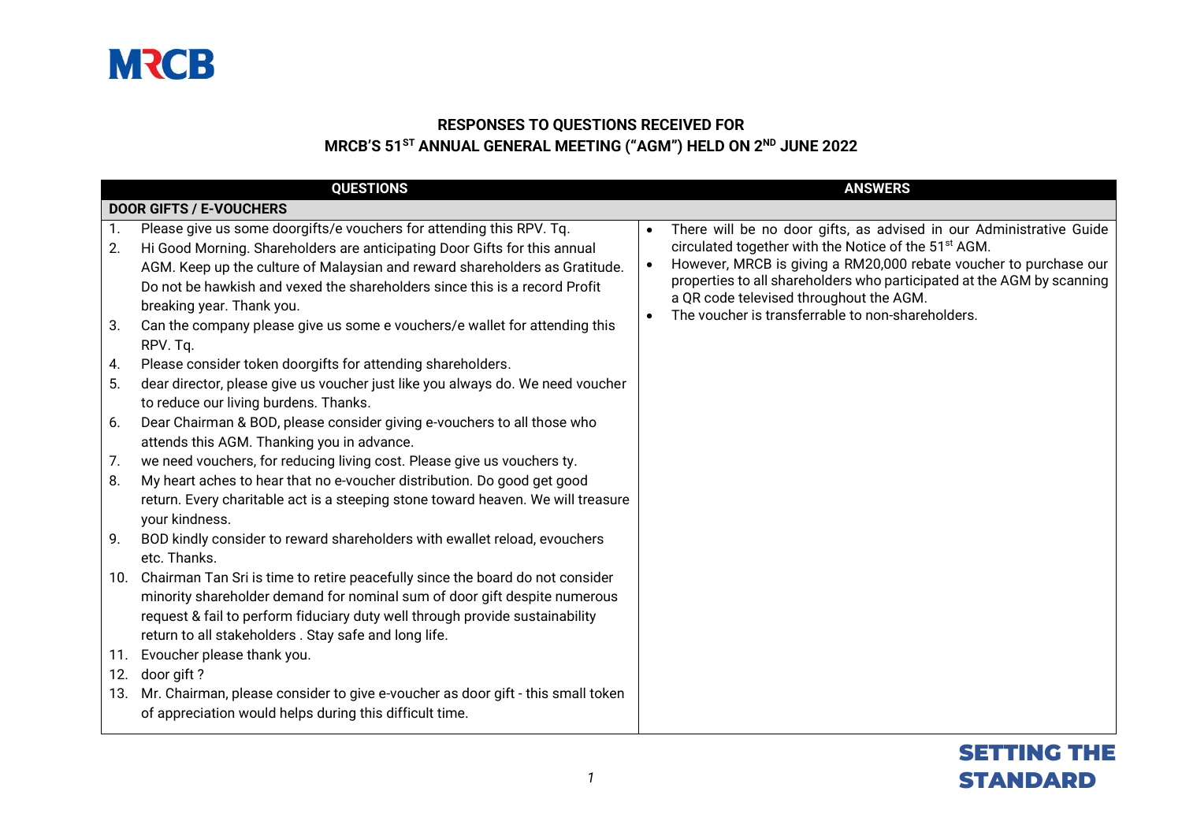**MRCB**

## RESPONSES TO QUESTIONS RECEIVED FOR MRCB'S 51ST ANNUAL GENERAL MEETING ("AGM") HELD ON 2ND JUNE 2022

| QUESTIONS | ANSWERS |
|---|---|
| **DOOR GIFTS / E-VOUCHERS** | |
| 1. Please give us some doorgifts/e vouchers for attending this RPV. Tq.<br>2. Hi Good Morning. Shareholders are anticipating Door Gifts for this annual AGM. Keep up the culture of Malaysian and reward shareholders as Gratitude. Do not be hawkish and vexed the shareholders since this is a record Profit breaking year. Thank you.<br>3. Can the company please give us some e vouchers/e wallet for attending this RPV. Tq.<br>4. Please consider token doorgifts for attending shareholders.<br>5. dear director, please give us voucher just like you always do. We need voucher to reduce our living burdens. Thanks.<br>6. Dear Chairman & BOD, please consider giving e-vouchers to all those who attends this AGM. Thanking you in advance.<br>7. we need vouchers, for reducing living cost. Please give us vouchers ty.<br>8. My heart aches to hear that no e-voucher distribution. Do good get good return. Every charitable act is a steeping stone toward heaven. We will treasure your kindness.<br>9. BOD kindly consider to reward shareholders with ewallet reload, evouchers etc. Thanks.<br>10. Chairman Tan Sri is time to retire peacefully since the board do not consider minority shareholder demand for nominal sum of door gift despite numerous request & fail to perform fiduciary duty well through provide sustainability return to all stakeholders . Stay safe and long life.<br>11. Evoucher please thank you.<br>12. door gift ?<br>13. Mr. Chairman, please consider to give e-voucher as door gift - this small token of appreciation would helps during this difficult time. | • There will be no door gifts, as advised in our Administrative Guide circulated together with the Notice of the 51st AGM.<br>• However, MRCB is giving a RM20,000 rebate voucher to purchase our properties to all shareholders who participated at the AGM by scanning a QR code televised throughout the AGM.<br>• The voucher is transferrable to non-shareholders. |

**SETTING THE STANDARD**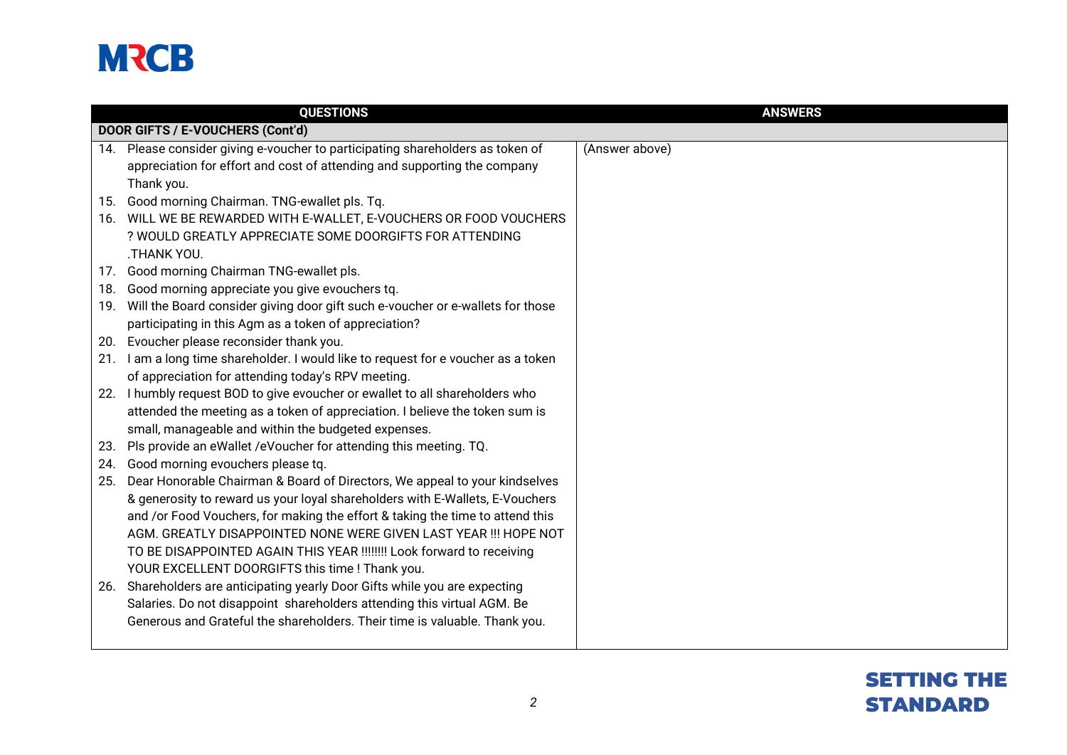| QUESTIONS | ANSWERS |
|---|---|
| **DOOR GIFTS / E-VOUCHERS (Cont'd)** | |
| 14. Please consider giving e-voucher to participating shareholders as token of appreciation for effort and cost of attending and supporting the company Thank you.<br>15. Good morning Chairman. TNG-ewallet pls. Tq.<br>16. WILL WE BE REWARDED WITH E-WALLET, E-VOUCHERS OR FOOD VOUCHERS ? WOULD GREATLY APPRECIATE SOME DOORGIFTS FOR ATTENDING .THANK YOU.<br>17. Good morning Chairman TNG-ewallet pls.<br>18. Good morning appreciate you give evouchers tq.<br>19. Will the Board consider giving door gift such e-voucher or e-wallets for those participating in this Agm as a token of appreciation?<br>20. Evoucher please reconsider thank you.<br>21. I am a long time shareholder. I would like to request for e voucher as a token of appreciation for attending today's RPV meeting.<br>22. I humbly request BOD to give evoucher or ewallet to all shareholders who attended the meeting as a token of appreciation. I believe the token sum is small, manageable and within the budgeted expenses.<br>23. Pls provide an eWallet /eVoucher for attending this meeting. TQ.<br>24. Good morning evouchers please tq.<br>25. Dear Honorable Chairman & Board of Directors, We appeal to your kindselves & generosity to reward us your loyal shareholders with E-Wallets, E-Vouchers and /or Food Vouchers, for making the effort & taking the time to attend this AGM. GREATLY DISAPPOINTED NONE WERE GIVEN LAST YEAR !!! HOPE NOT TO BE DISAPPOINTED AGAIN THIS YEAR !!!!!!! Look forward to receiving YOUR EXCELLENT DOORGIFTS this time ! Thank you.<br>26. Shareholders are anticipating yearly Door Gifts while you are expecting Salaries. Do not disappoint shareholders attending this virtual AGM. Be Generous and Grateful the shareholders. Their time is valuable. Thank you. | (Answer above) |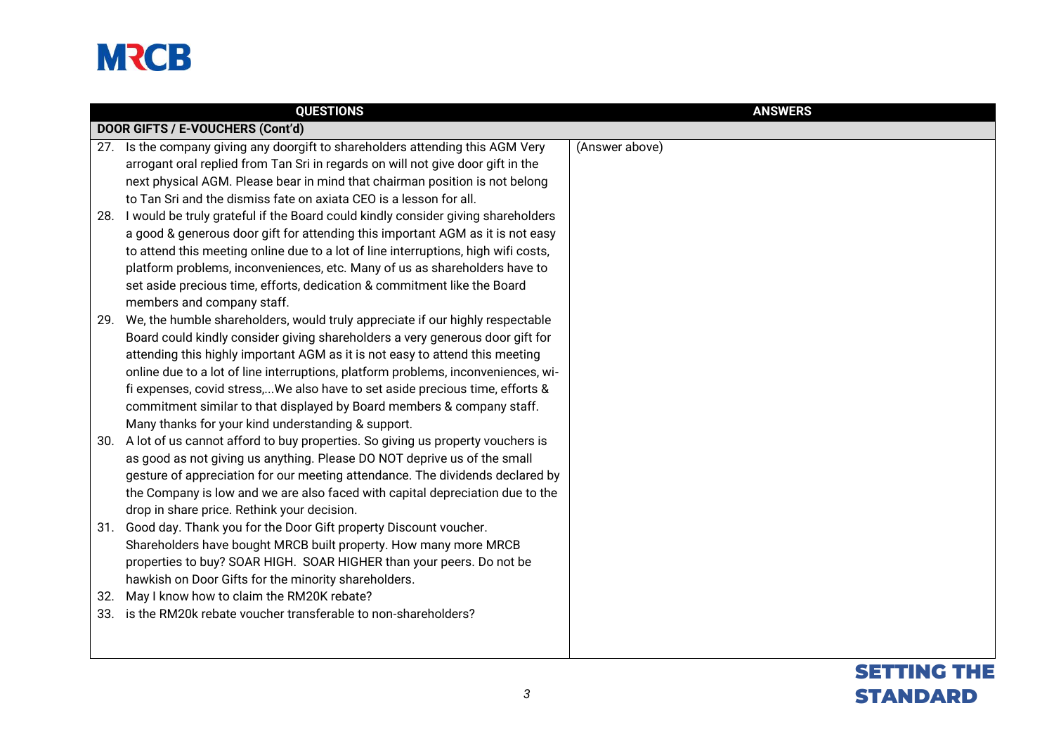| QUESTIONS | ANSWERS |
|---|---|
| **DOOR GIFTS / E-VOUCHERS (Cont'd)** | |
| 27. Is the company giving any doorgift to shareholders attending this AGM Very arrogant oral replied from Tan Sri in regards on will not give door gift in the next physical AGM. Please bear in mind that chairman position is not belong to Tan Sri and the dismiss fate on axiata CEO is a lesson for all.<br>28. I would be truly grateful if the Board could kindly consider giving shareholders a good & generous door gift for attending this important AGM as it is not easy to attend this meeting online due to a lot of line interruptions, high wifi costs, platform problems, inconveniences, etc. Many of us as shareholders have to set aside precious time, efforts, dedication & commitment like the Board members and company staff.<br>29. We, the humble shareholders, would truly appreciate if our highly respectable Board could kindly consider giving shareholders a very generous door gift for attending this highly important AGM as it is not easy to attend this meeting online due to a lot of line interruptions, platform problems, inconveniences, wi-fi expenses, covid stress,...We also have to set aside precious time, efforts & commitment similar to that displayed by Board members & company staff. Many thanks for your kind understanding & support.<br>30. A lot of us cannot afford to buy properties. So giving us property vouchers is as good as not giving us anything. Please DO NOT deprive us of the small gesture of appreciation for our meeting attendance. The dividends declared by the Company is low and we are also faced with capital depreciation due to the drop in share price. Rethink your decision.<br>31. Good day. Thank you for the Door Gift property Discount voucher. Shareholders have bought MRCB built property. How many more MRCB properties to buy? SOAR HIGH. SOAR HIGHER than your peers. Do not be hawkish on Door Gifts for the minority shareholders.<br>32. May I know how to claim the RM20K rebate?<br>33. is the RM20k rebate voucher transferable to non-shareholders? | (Answer above) |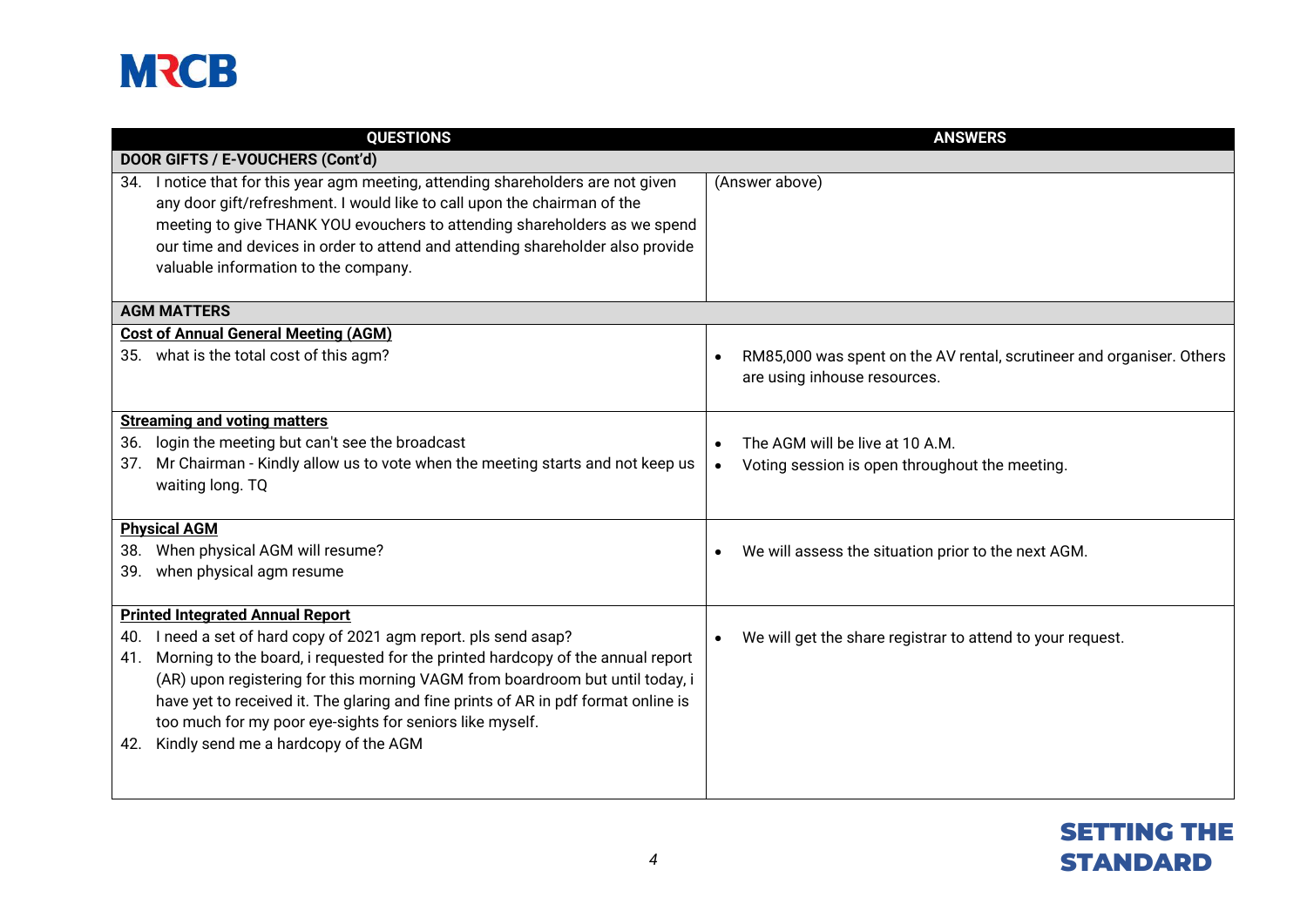| QUESTIONS | ANSWERS |
|---|---|
| **DOOR GIFTS / E-VOUCHERS (Cont'd)** | |
| 34. I notice that for this year agm meeting, attending shareholders are not given any door gift/refreshment. I would like to call upon the chairman of the meeting to give THANK YOU evouchers to attending shareholders as we spend our time and devices in order to attend and attending shareholder also provide valuable information to the company. | (Answer above) |
| **AGM MATTERS** | |
| **Cost of Annual General Meeting (AGM)**<br>35. what is the total cost of this agm? | • RM85,000 was spent on the AV rental, scrutineer and organiser. Others are using inhouse resources. |
| **Streaming and voting matters**<br>36. login the meeting but can't see the broadcast<br>37. Mr Chairman - Kindly allow us to vote when the meeting starts and not keep us waiting long. TQ | • The AGM will be live at 10 A.M.<br>• Voting session is open throughout the meeting. |
| **Physical AGM**<br>38. When physical AGM will resume?<br>39. when physical agm resume | • We will assess the situation prior to the next AGM. |
| **Printed Integrated Annual Report**<br>40. I need a set of hard copy of 2021 agm report. pls send asap?<br>41. Morning to the board, i requested for the printed hardcopy of the annual report (AR) upon registering for this morning VAGM from boardroom but until today, i have yet to received it. The glaring and fine prints of AR in pdf format online is too much for my poor eye-sights for seniors like myself.<br>42. Kindly send me a hardcopy of the AGM | • We will get the share registrar to attend to your request. |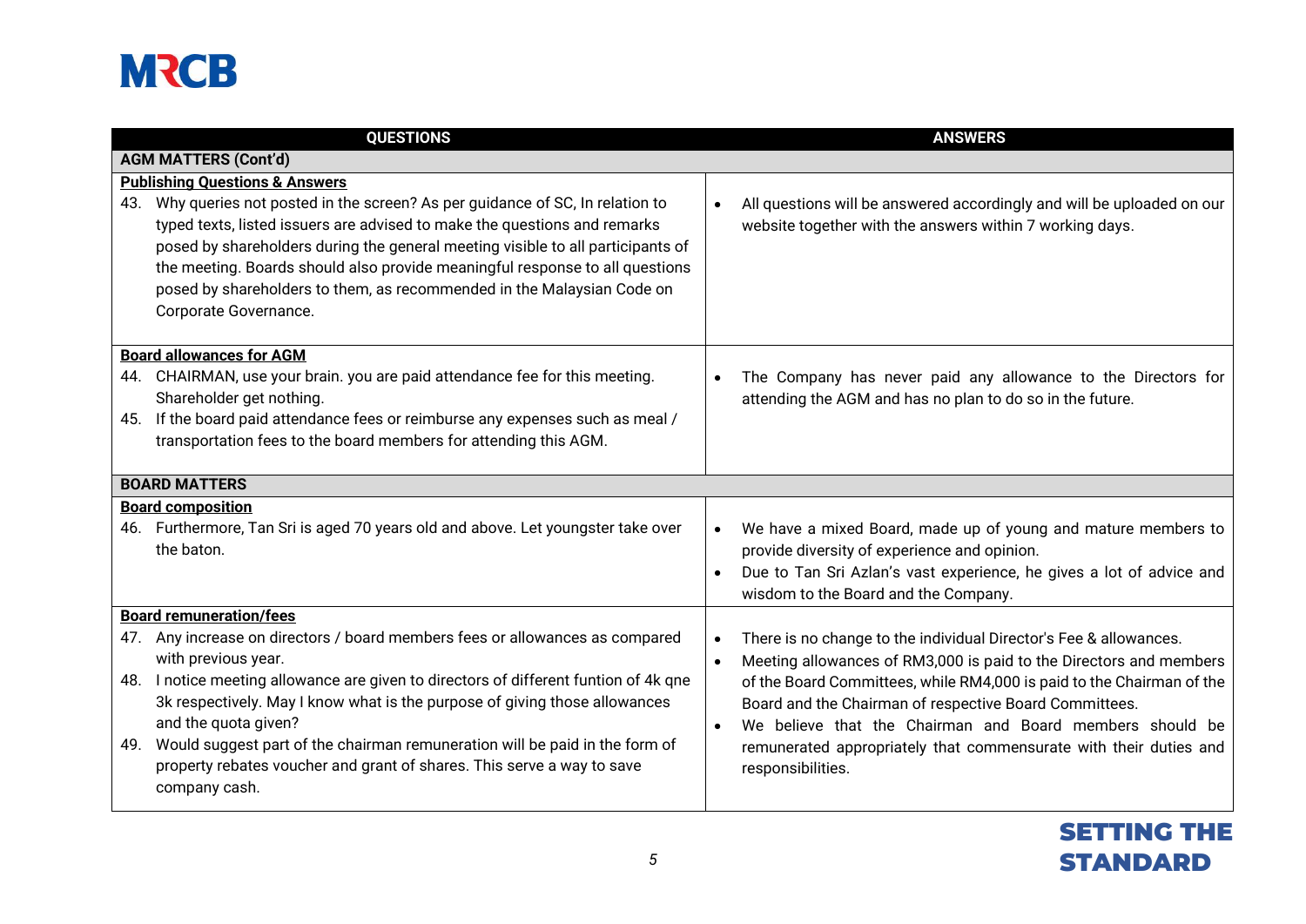| QUESTIONS | ANSWERS |
|---|---|
| **AGM MATTERS (Cont'd)** | |
| **Publishing Questions & Answers**<br>43. Why queries not posted in the screen? As per guidance of SC, In relation to typed texts, listed issuers are advised to make the questions and remarks posed by shareholders during the general meeting visible to all participants of the meeting. Boards should also provide meaningful response to all questions posed by shareholders to them, as recommended in the Malaysian Code on Corporate Governance. | • All questions will be answered accordingly and will be uploaded on our website together with the answers within 7 working days. |
| **Board allowances for AGM**<br>44. CHAIRMAN, use your brain. you are paid attendance fee for this meeting. Shareholder get nothing.<br>45. If the board paid attendance fees or reimburse any expenses such as meal / transportation fees to the board members for attending this AGM. | • The Company has never paid any allowance to the Directors for attending the AGM and has no plan to do so in the future. |
| **BOARD MATTERS** | |
| **Board composition**<br>46. Furthermore, Tan Sri is aged 70 years old and above. Let youngster take over the baton. | • We have a mixed Board, made up of young and mature members to provide diversity of experience and opinion.<br>• Due to Tan Sri Azlan's vast experience, he gives a lot of advice and wisdom to the Board and the Company. |
| **Board remuneration/fees**<br>47. Any increase on directors / board members fees or allowances as compared with previous year.<br>48. I notice meeting allowance are given to directors of different funtion of 4k qne 3k respectively. May I know what is the purpose of giving those allowances and the quota given?<br>49. Would suggest part of the chairman remuneration will be paid in the form of property rebates voucher and grant of shares. This serve a way to save company cash. | • There is no change to the individual Director's Fee & allowances.<br>• Meeting allowances of RM3,000 is paid to the Directors and members of the Board Committees, while RM4,000 is paid to the Chairman of the Board and the Chairman of respective Board Committees.<br>• We believe that the Chairman and Board members should be remunerated appropriately that commensurate with their duties and responsibilities. |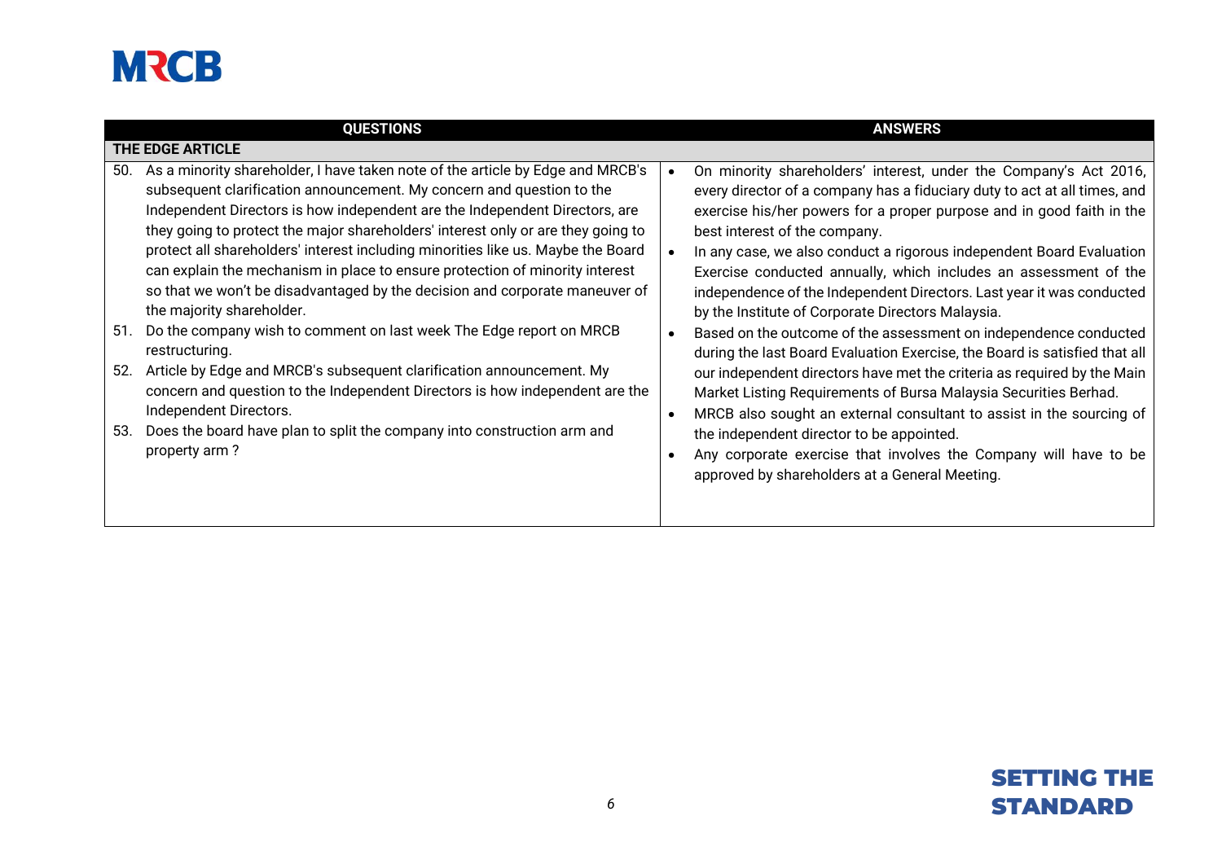| QUESTIONS | ANSWERS |
|---|---|
| **THE EDGE ARTICLE** | |
| 50. As a minority shareholder, I have taken note of the article by Edge and MRCB's subsequent clarification announcement. My concern and question to the Independent Directors is how independent are the Independent Directors, are they going to protect the major shareholders' interest only or are they going to protect all shareholders' interest including minorities like us. Maybe the Board can explain the mechanism in place to ensure protection of minority interest so that we won't be disadvantaged by the decision and corporate maneuver of the majority shareholder.<br>51. Do the company wish to comment on last week The Edge report on MRCB restructuring.<br>52. Article by Edge and MRCB's subsequent clarification announcement. My concern and question to the Independent Directors is how independent are the Independent Directors.<br>53. Does the board have plan to split the company into construction arm and property arm ? | • On minority shareholders' interest, under the Company's Act 2016, every director of a company has a fiduciary duty to act at all times, and exercise his/her powers for a proper purpose and in good faith in the best interest of the company.<br>• In any case, we also conduct a rigorous independent Board Evaluation Exercise conducted annually, which includes an assessment of the independence of the Independent Directors. Last year it was conducted by the Institute of Corporate Directors Malaysia.<br>• Based on the outcome of the assessment on independence conducted during the last Board Evaluation Exercise, the Board is satisfied that all our independent directors have met the criteria as required by the Main Market Listing Requirements of Bursa Malaysia Securities Berhad.<br>• MRCB also sought an external consultant to assist in the sourcing of the independent director to be appointed.<br>• Any corporate exercise that involves the Company will have to be approved by shareholders at a General Meeting. |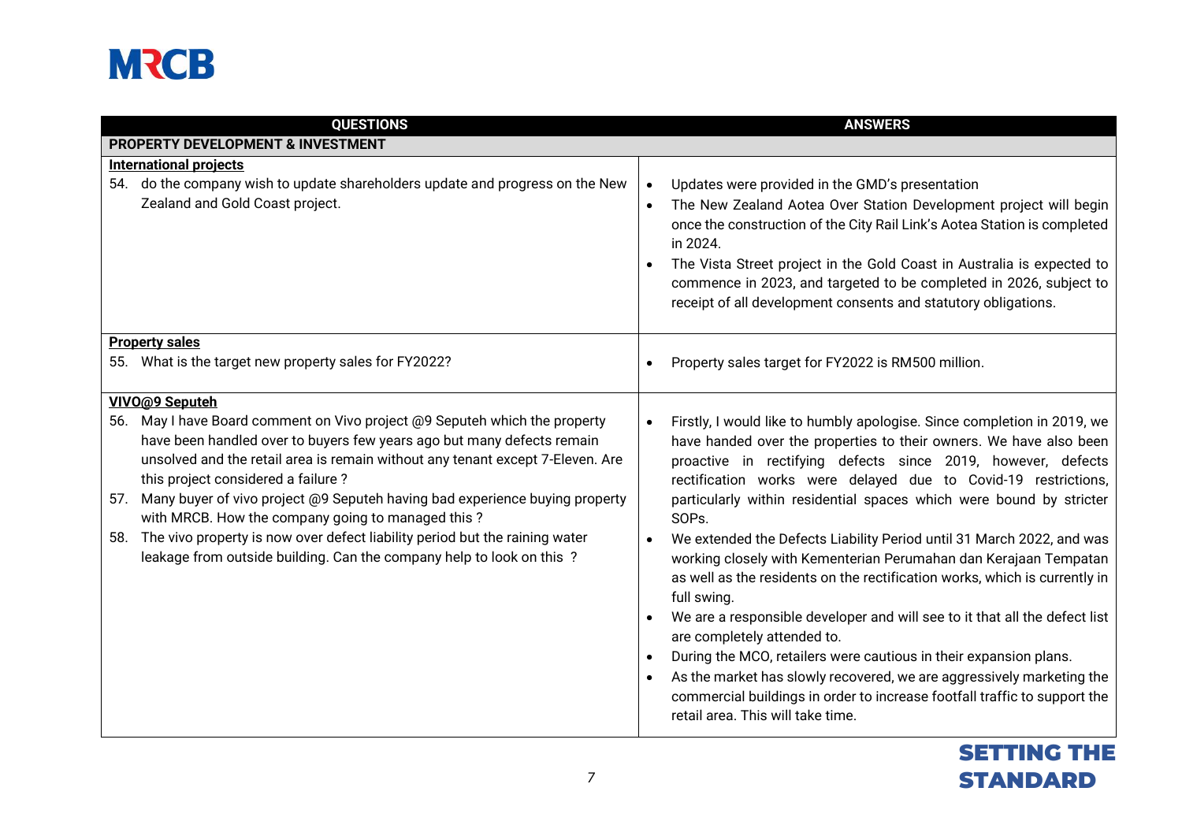| QUESTIONS | ANSWERS |
| --- | --- |
| **PROPERTY DEVELOPMENT & INVESTMENT** | |
| **International projects**<br>54. do the company wish to update shareholders update and progress on the New Zealand and Gold Coast project. | • Updates were provided in the GMD's presentation<br>• The New Zealand Aotea Over Station Development project will begin once the construction of the City Rail Link's Aotea Station is completed in 2024.<br>• The Vista Street project in the Gold Coast in Australia is expected to commence in 2023, and targeted to be completed in 2026, subject to receipt of all development consents and statutory obligations. |
| **Property sales**<br>55. What is the target new property sales for FY2022? | • Property sales target for FY2022 is RM500 million. |
| **VIVO@9 Seputeh**<br>56. May I have Board comment on Vivo project @9 Seputeh which the property have been handled over to buyers few years ago but many defects remain unsolved and the retail area is remain without any tenant except 7-Eleven. Are this project considered a failure ?<br>57. Many buyer of vivo project @9 Seputeh having bad experience buying property with MRCB. How the company going to managed this ?<br>58. The vivo property is now over defect liability period but the raining water leakage from outside building. Can the company help to look on this ? | • Firstly, I would like to humbly apologise. Since completion in 2019, we have handed over the properties to their owners. We have also been proactive in rectifying defects since 2019, however, defects rectification works were delayed due to Covid-19 restrictions, particularly within residential spaces which were bound by stricter SOPs.<br>• We extended the Defects Liability Period until 31 March 2022, and was working closely with Kementerian Perumahan dan Kerajaan Tempatan as well as the residents on the rectification works, which is currently in full swing.<br>• We are a responsible developer and will see to it that all the defect list are completely attended to.<br>• During the MCO, retailers were cautious in their expansion plans.<br>• As the market has slowly recovered, we are aggressively marketing the commercial buildings in order to increase footfall traffic to support the retail area. This will take time. |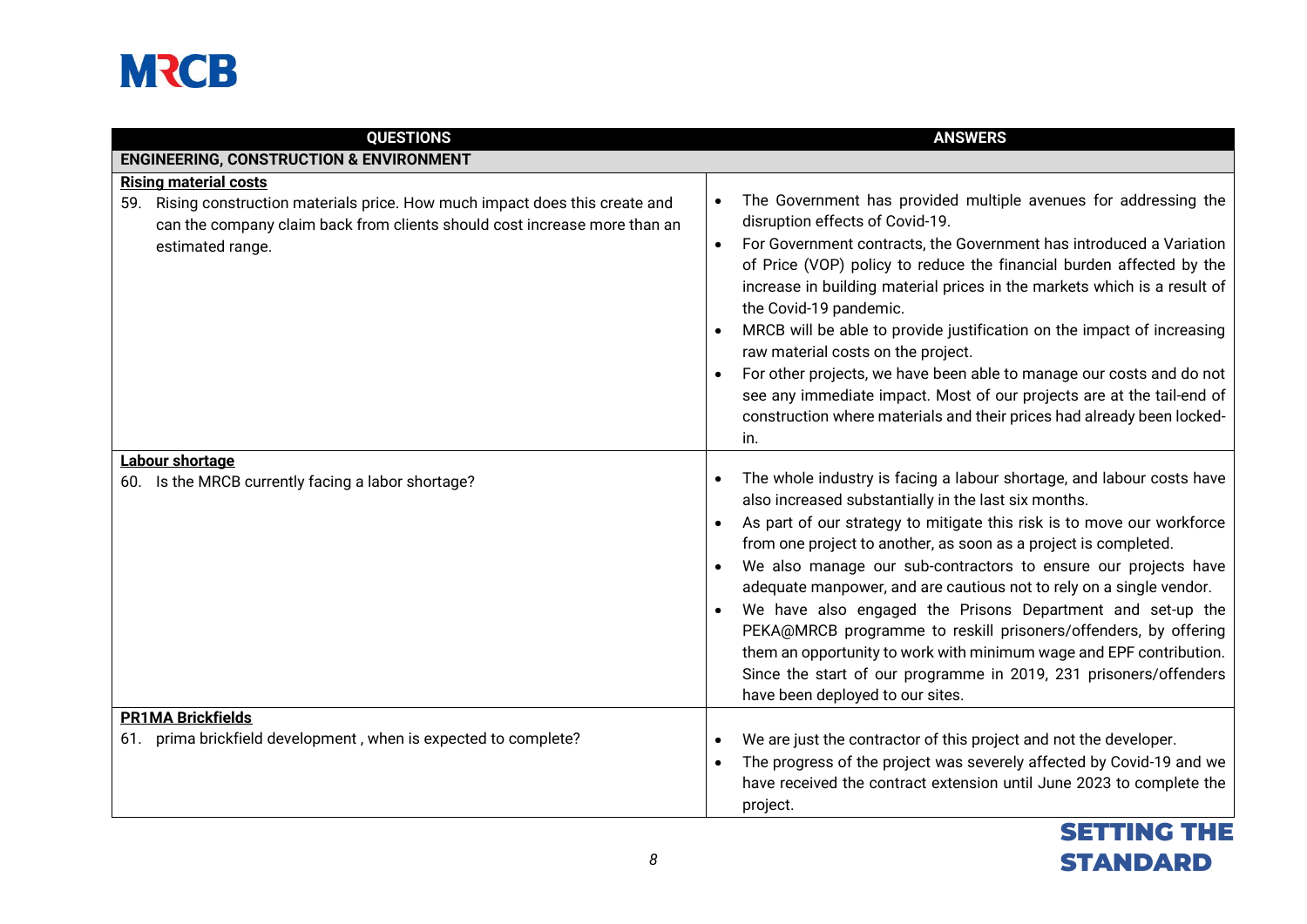| QUESTIONS | ANSWERS |
|---|---|
| **ENGINEERING, CONSTRUCTION & ENVIRONMENT** | |
| **Rising material costs**<br>59. Rising construction materials price. How much impact does this create and can the company claim back from clients should cost increase more than an estimated range. | • The Government has provided multiple avenues for addressing the disruption effects of Covid-19.<br>• For Government contracts, the Government has introduced a Variation of Price (VOP) policy to reduce the financial burden affected by the increase in building material prices in the markets which is a result of the Covid-19 pandemic.<br>• MRCB will be able to provide justification on the impact of increasing raw material costs on the project.<br>• For other projects, we have been able to manage our costs and do not see any immediate impact. Most of our projects are at the tail-end of construction where materials and their prices had already been locked-in. |
| **Labour shortage**<br>60. Is the MRCB currently facing a labor shortage? | • The whole industry is facing a labour shortage, and labour costs have also increased substantially in the last six months.<br>• As part of our strategy to mitigate this risk is to move our workforce from one project to another, as soon as a project is completed.<br>• We also manage our sub-contractors to ensure our projects have adequate manpower, and are cautious not to rely on a single vendor.<br>• We have also engaged the Prisons Department and set-up the PEKA@MRCB programme to reskill prisoners/offenders, by offering them an opportunity to work with minimum wage and EPF contribution. Since the start of our programme in 2019, 231 prisoners/offenders have been deployed to our sites. |
| **PR1MA Brickfields**<br>61. prima brickfield development , when is expected to complete? | • We are just the contractor of this project and not the developer.<br>• The progress of the project was severely affected by Covid-19 and we have received the contract extension until June 2023 to complete the project. |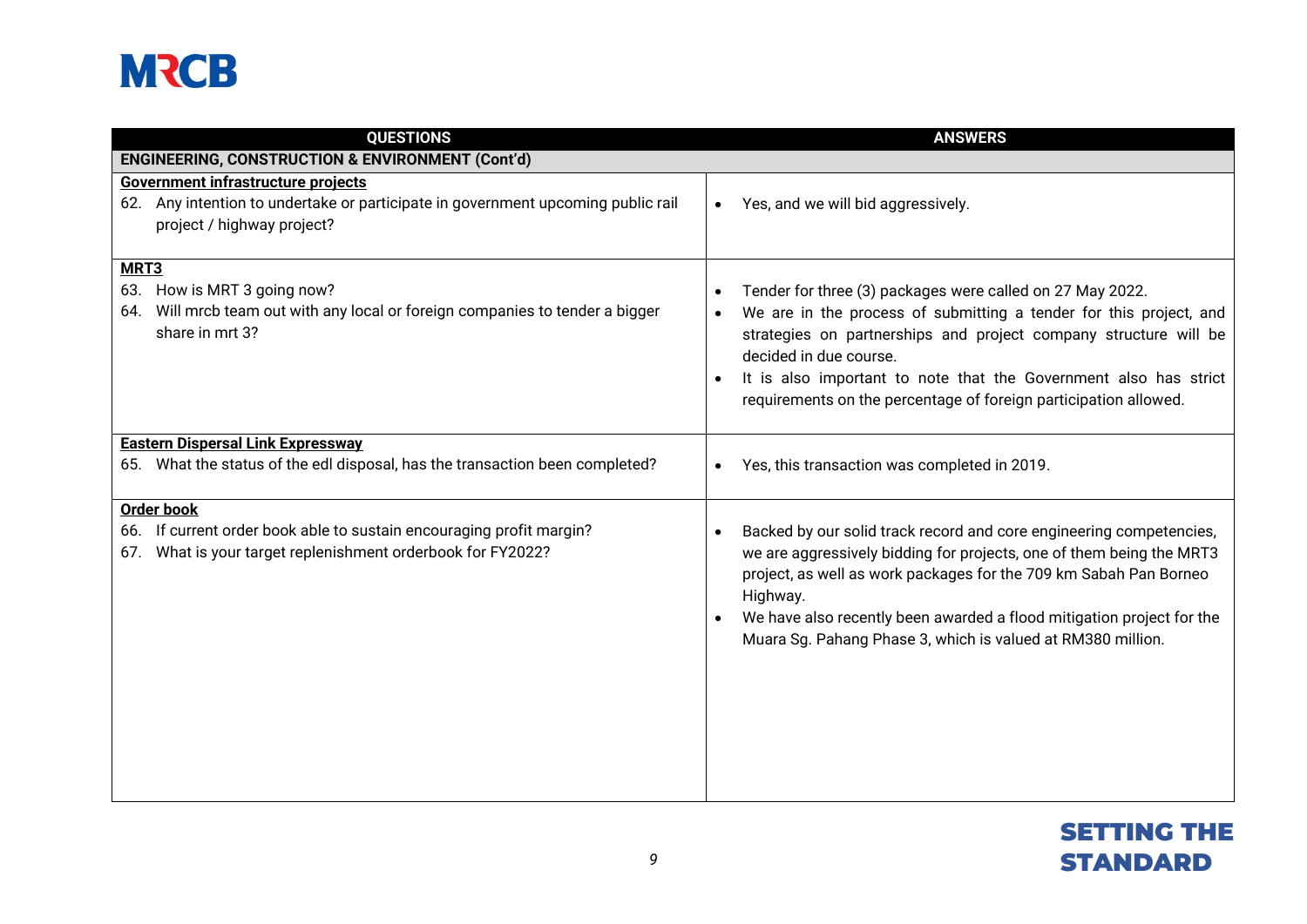| QUESTIONS | ANSWERS |
|---|---|
| **ENGINEERING, CONSTRUCTION & ENVIRONMENT (Cont'd)** | |
| **Government infrastructure projects**<br>62. Any intention to undertake or participate in government upcoming public rail project / highway project? | • Yes, and we will bid aggressively. |
| **MRT3**<br>63. How is MRT 3 going now?<br>64. Will mrcb team out with any local or foreign companies to tender a bigger share in mrt 3? | • Tender for three (3) packages were called on 27 May 2022.<br>• We are in the process of submitting a tender for this project, and strategies on partnerships and project company structure will be decided in due course.<br>• It is also important to note that the Government also has strict requirements on the percentage of foreign participation allowed. |
| **Eastern Dispersal Link Expressway**<br>65. What the status of the edl disposal, has the transaction been completed? | • Yes, this transaction was completed in 2019. |
| **Order book**<br>66. If current order book able to sustain encouraging profit margin?<br>67. What is your target replenishment orderbook for FY2022? | • Backed by our solid track record and core engineering competencies, we are aggressively bidding for projects, one of them being the MRT3 project, as well as work packages for the 709 km Sabah Pan Borneo Highway.<br>• We have also recently been awarded a flood mitigation project for the Muara Sg. Pahang Phase 3, which is valued at RM380 million. |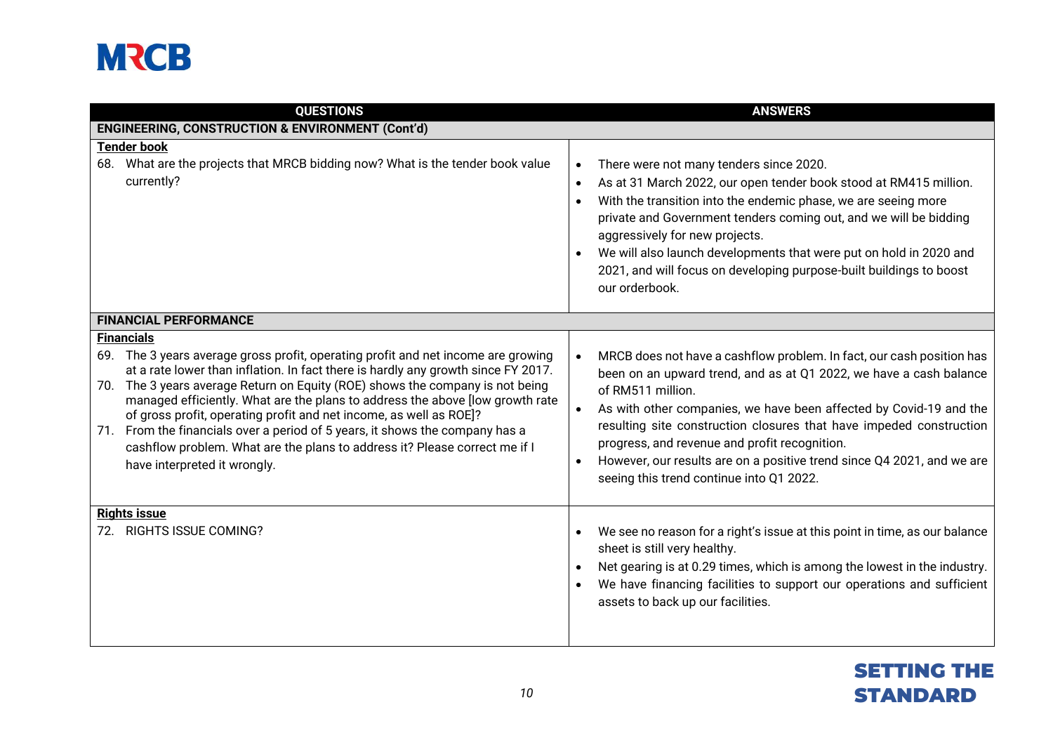| QUESTIONS | ANSWERS |
|---|---|
| **ENGINEERING, CONSTRUCTION & ENVIRONMENT (Cont'd)** | |
| **Tender book**<br>68. What are the projects that MRCB bidding now? What is the tender book value currently? | • There were not many tenders since 2020.<br>• As at 31 March 2022, our open tender book stood at RM415 million.<br>• With the transition into the endemic phase, we are seeing more private and Government tenders coming out, and we will be bidding aggressively for new projects.<br>• We will also launch developments that were put on hold in 2020 and 2021, and will focus on developing purpose-built buildings to boost our orderbook. |
| **FINANCIAL PERFORMANCE** | |
| **Financials**<br>69. The 3 years average gross profit, operating profit and net income are growing at a rate lower than inflation. In fact there is hardly any growth since FY 2017.<br>70. The 3 years average Return on Equity (ROE) shows the company is not being managed efficiently. What are the plans to address the above [low growth rate of gross profit, operating profit and net income, as well as ROE]?<br>71. From the financials over a period of 5 years, it shows the company has a cashflow problem. What are the plans to address it? Please correct me if I have interpreted it wrongly. | • MRCB does not have a cashflow problem. In fact, our cash position has been on an upward trend, and as at Q1 2022, we have a cash balance of RM511 million.<br>• As with other companies, we have been affected by Covid-19 and the resulting site construction closures that have impeded construction progress, and revenue and profit recognition.<br>• However, our results are on a positive trend since Q4 2021, and we are seeing this trend continue into Q1 2022. |
| **Rights issue**<br>72. RIGHTS ISSUE COMING? | • We see no reason for a right's issue at this point in time, as our balance sheet is still very healthy.<br>• Net gearing is at 0.29 times, which is among the lowest in the industry.<br>• We have financing facilities to support our operations and sufficient assets to back up our facilities. |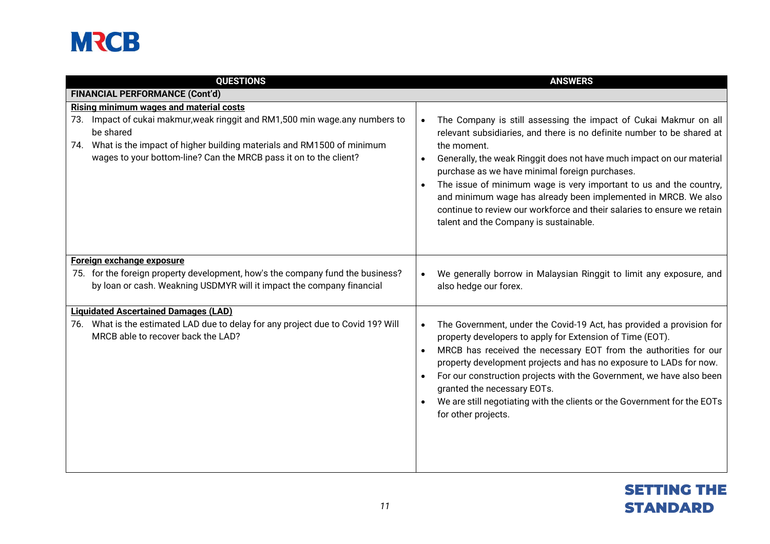| QUESTIONS | ANSWERS |
|---|---|
| **FINANCIAL PERFORMANCE (Cont'd)** | |
| **<u>Rising minimum wages and material costs</u>**<br>73. Impact of cukai makmur,weak ringgit and RM1,500 min wage.any numbers to be shared<br>74. What is the impact of higher building materials and RM1500 of minimum wages to your bottom-line? Can the MRCB pass it on to the client? | • The Company is still assessing the impact of Cukai Makmur on all relevant subsidiaries, and there is no definite number to be shared at the moment.<br>• Generally, the weak Ringgit does not have much impact on our material purchase as we have minimal foreign purchases.<br>• The issue of minimum wage is very important to us and the country, and minimum wage has already been implemented in MRCB. We also continue to review our workforce and their salaries to ensure we retain talent and the Company is sustainable. |
| **<u>Foreign exchange exposure</u>**<br>75. for the foreign property development, how's the company fund the business? by loan or cash. Weakning USDMYR will it impact the company financial | • We generally borrow in Malaysian Ringgit to limit any exposure, and also hedge our forex. |
| **<u>Liquidated Ascertained Damages (LAD)</u>**<br>76. What is the estimated LAD due to delay for any project due to Covid 19? Will MRCB able to recover back the LAD? | • The Government, under the Covid-19 Act, has provided a provision for property developers to apply for Extension of Time (EOT).<br>• MRCB has received the necessary EOT from the authorities for our property development projects and has no exposure to LADs for now.<br>• For our construction projects with the Government, we have also been granted the necessary EOTs.<br>• We are still negotiating with the clients or the Government for the EOTs for other projects. |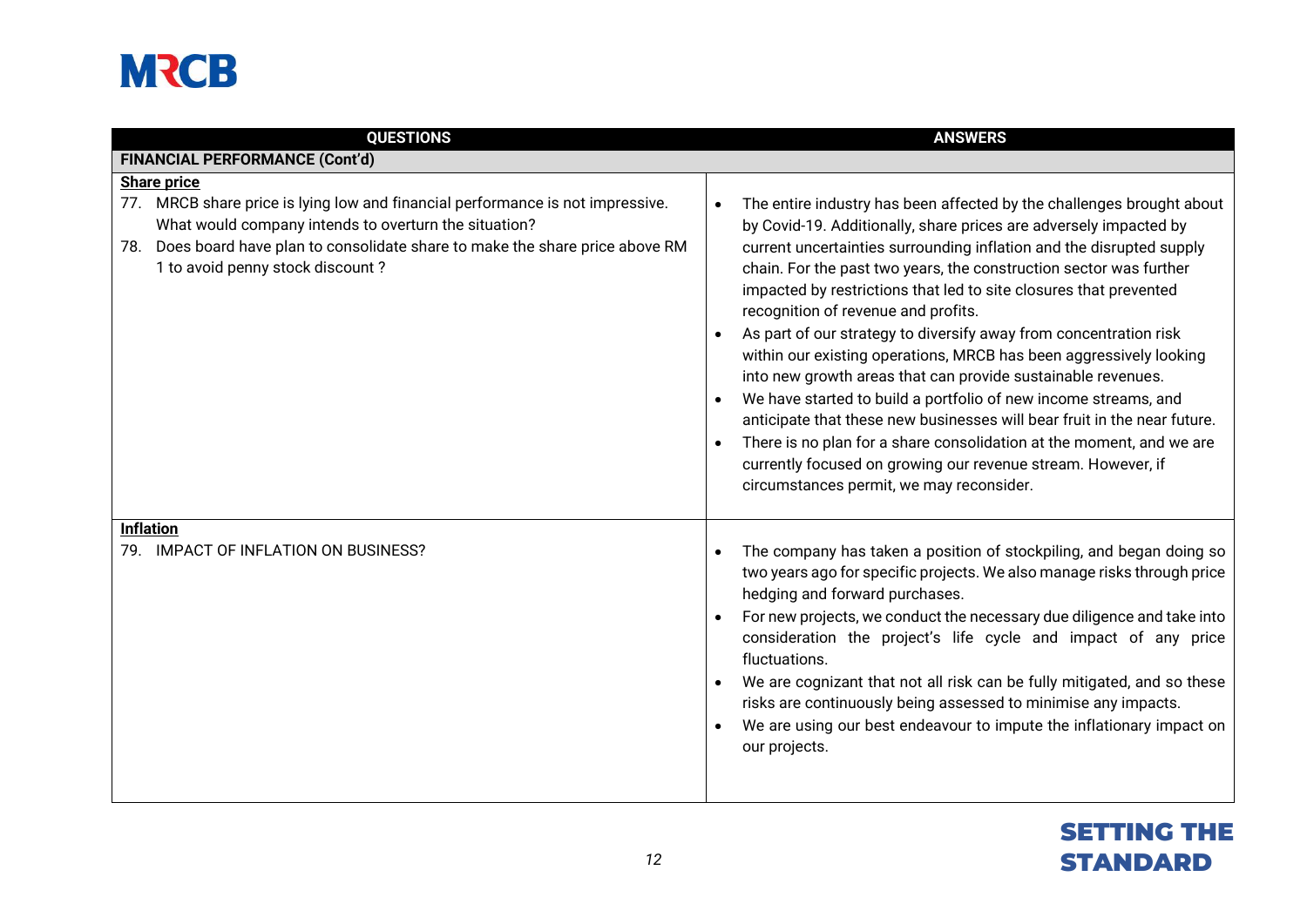| QUESTIONS | ANSWERS |
|---|---|
| **FINANCIAL PERFORMANCE (Cont'd)** | |
| **Share price**<br>77. MRCB share price is lying low and financial performance is not impressive. What would company intends to overturn the situation?<br>78. Does board have plan to consolidate share to make the share price above RM 1 to avoid penny stock discount ? | • The entire industry has been affected by the challenges brought about by Covid-19. Additionally, share prices are adversely impacted by current uncertainties surrounding inflation and the disrupted supply chain. For the past two years, the construction sector was further impacted by restrictions that led to site closures that prevented recognition of revenue and profits.<br>• As part of our strategy to diversify away from concentration risk within our existing operations, MRCB has been aggressively looking into new growth areas that can provide sustainable revenues.<br>• We have started to build a portfolio of new income streams, and anticipate that these new businesses will bear fruit in the near future.<br>• There is no plan for a share consolidation at the moment, and we are currently focused on growing our revenue stream. However, if circumstances permit, we may reconsider. |
| **Inflation**<br>79. IMPACT OF INFLATION ON BUSINESS? | • The company has taken a position of stockpiling, and began doing so two years ago for specific projects. We also manage risks through price hedging and forward purchases.<br>• For new projects, we conduct the necessary due diligence and take into consideration the project's life cycle and impact of any price fluctuations.<br>• We are cognizant that not all risk can be fully mitigated, and so these risks are continuously being assessed to minimise any impacts.<br>• We are using our best endeavour to impute the inflationary impact on our projects. |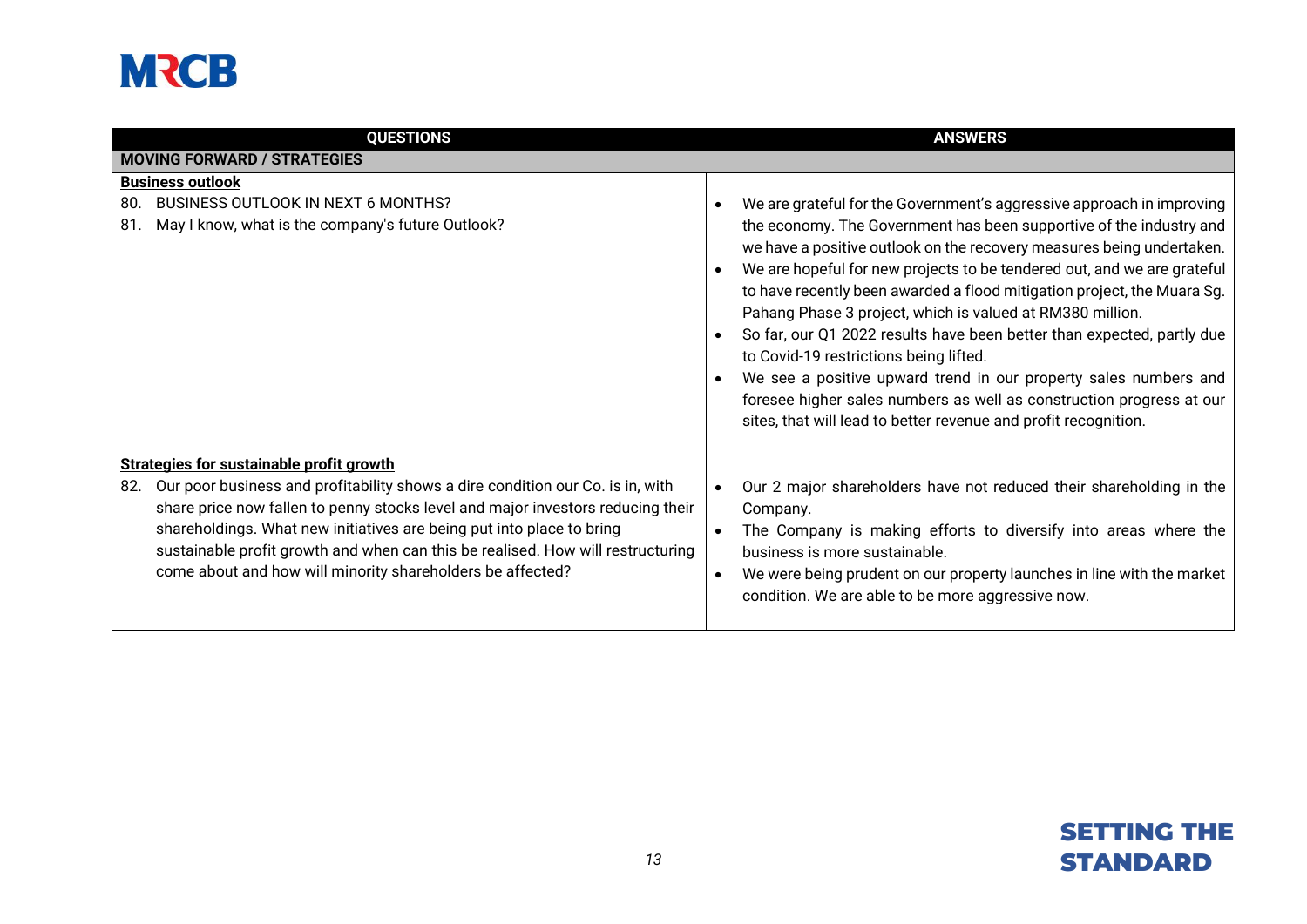| QUESTIONS | ANSWERS |
|---|---|
| **MOVING FORWARD / STRATEGIES** | |
| **Business outlook**<br>80. BUSINESS OUTLOOK IN NEXT 6 MONTHS?<br>81. May I know, what is the company's future Outlook? | • We are grateful for the Government's aggressive approach in improving the economy. The Government has been supportive of the industry and we have a positive outlook on the recovery measures being undertaken.<br>• We are hopeful for new projects to be tendered out, and we are grateful to have recently been awarded a flood mitigation project, the Muara Sg. Pahang Phase 3 project, which is valued at RM380 million.<br>• So far, our Q1 2022 results have been better than expected, partly due to Covid-19 restrictions being lifted.<br>• We see a positive upward trend in our property sales numbers and foresee higher sales numbers as well as construction progress at our sites, that will lead to better revenue and profit recognition. |
| **Strategies for sustainable profit growth**<br>82. Our poor business and profitability shows a dire condition our Co. is in, with share price now fallen to penny stocks level and major investors reducing their shareholdings. What new initiatives are being put into place to bring sustainable profit growth and when can this be realised. How will restructuring come about and how will minority shareholders be affected? | • Our 2 major shareholders have not reduced their shareholding in the Company.<br>• The Company is making efforts to diversify into areas where the business is more sustainable.<br>• We were being prudent on our property launches in line with the market condition. We are able to be more aggressive now. |